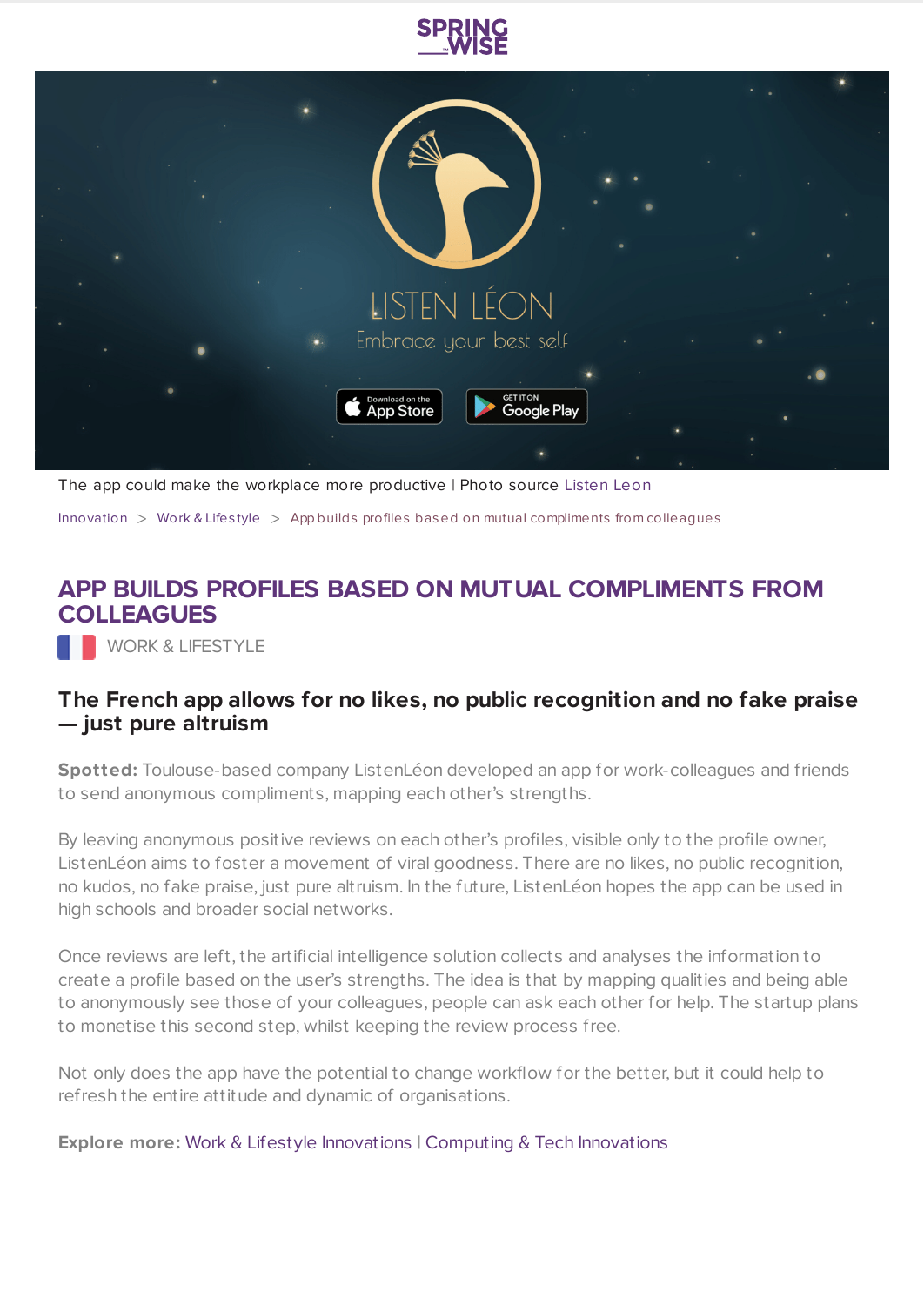The app could make the workplace more productive | Photo source Listen Leon

Innovation > Work & Lifestyle > App builds profiles based on mutual compliments from colleagues

# APP BUILDS PROFILES BASED ON MUTUAL COMPLIMENTS FROM COLLEAGUES

WORK & LIFESTYLE

## The French app allows for no likes, no public recognition and no fake praise — just pure altruism

**Spotted:** Toulouse-based company ListenLéon developed an app for work-colleagues and friends to send anonymous compliments, mapping each other's strengths.

By leaving anonymous positive reviews on each other's profiles, visible only to the profile owner, ListenLéon aims to foster a movement of viral goodness. There are no likes, no public recognition, no kudos, no fake praise, just pure altruism. In the future, ListenLéon hopes the app can be used in high schools and broader social networks.

Once reviews are left, the artificial intelligence solution collects and analyses the information to create a profile based on the user's strengths. The idea is that by mapping qualities and being able to anonymously see those of your colleagues, people can ask each other for help. The startup plans to monetise this second step, whilst keeping the review process free.

Not only does the app have the potential to change workflow for the better, but it could help to refresh the entire attitude and dynamic of organisations.

**Explore more:** Work & Lifestyle Innovations | Computing & Tech Innovations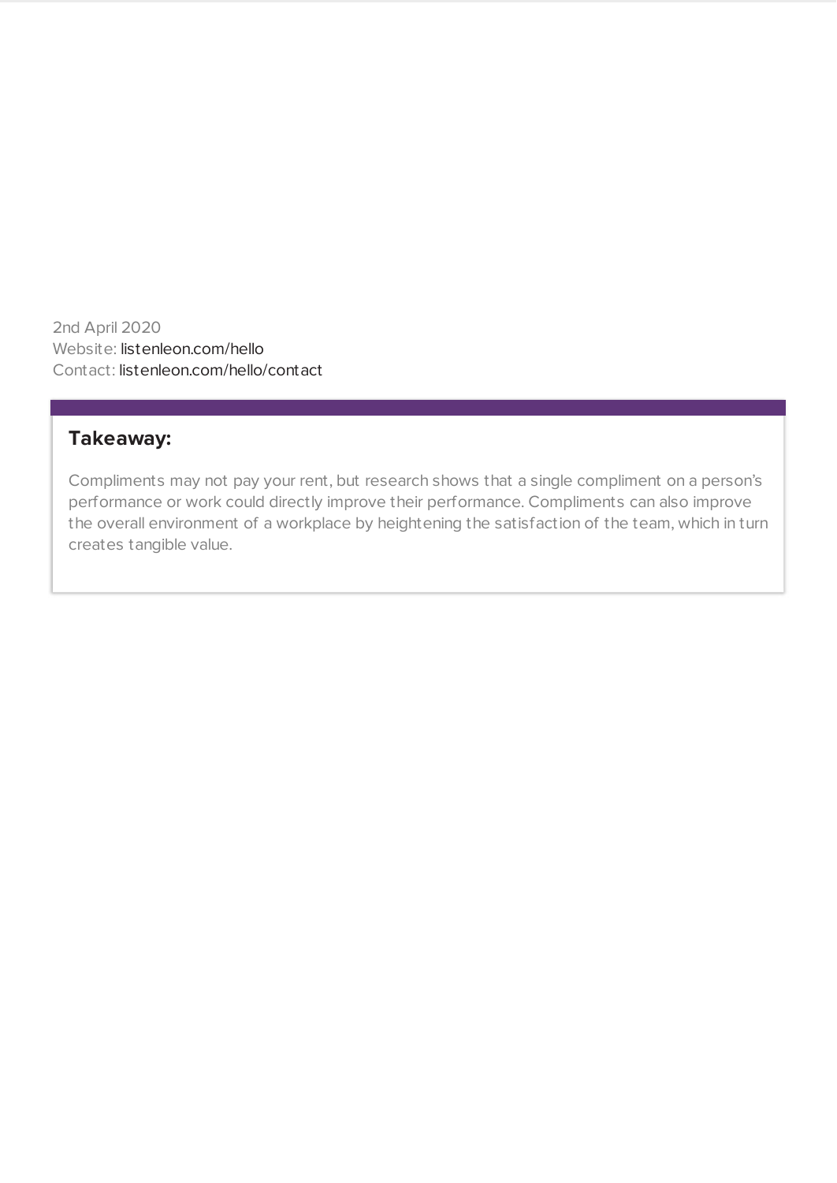2nd April 2020
Website: listenleon.com/hello
Contact: listenleon.com/hello/contact

**Takeaway:**

Compliments may not pay your rent, but research shows that a single compliment on a person's performance or work could directly improve their performance. Compliments can also improve the overall environment of a workplace by heightening the satisfaction of the team, which in turn creates tangible value.